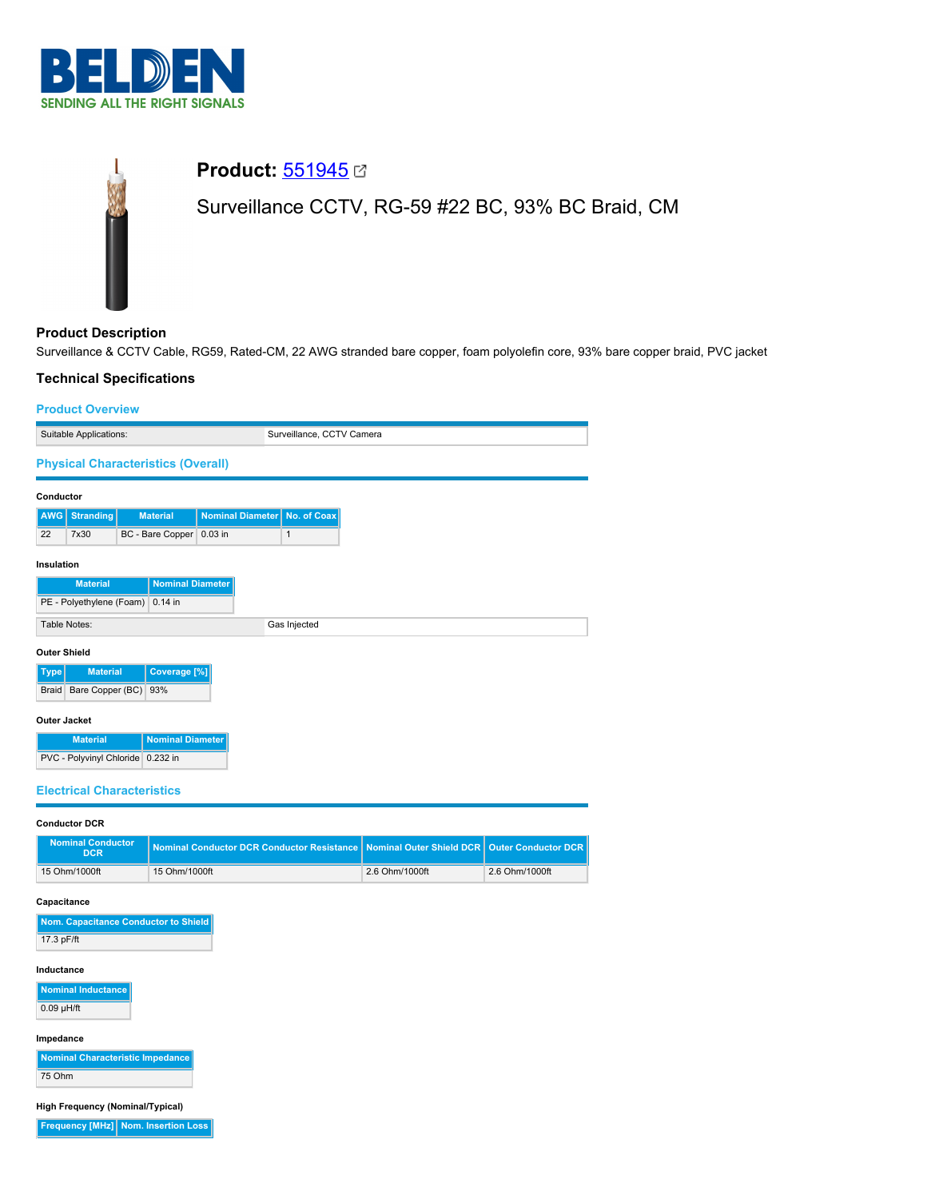BELDEN

SENDING ALL THE RIGHT SIGNALS

# Product: 551945

Surveillance CCTV, RG-59 #22 BC, 93% BC Braid, CM

## Product Description

Surveillance & CCTV Cable, RG59, Rated-CM, 22 AWG stranded bare copper, foam polyolefin core, 93% bare copper braid, PVC jacket

## Technical Specifications

### Product Overview

| | |
|---|---|
| Suitable Applications: | Surveillance, CCTV Camera |

### Physical Characteristics (Overall)

#### Conductor

| AWG | Stranding | Material | Nominal Diameter | No. of Coax |
|---|---|---|---|---|
| 22 | 7x30 | BC - Bare Copper | 0.03 in | 1 |

#### Insulation

| Material | Nominal Diameter |
|---|---|
| PE - Polyethylene (Foam) | 0.14 in |

| | |
|---|---|
| Table Notes: | Gas Injected |

#### Outer Shield

| Type | Material | Coverage [%] |
|---|---|---|
| Braid | Bare Copper (BC) | 93% |

#### Outer Jacket

| Material | Nominal Diameter |
|---|---|
| PVC - Polyvinyl Chloride | 0.232 in |

### Electrical Characteristics

#### Conductor DCR

| Nominal Conductor DCR | Nominal Conductor DCR Conductor Resistance | Nominal Outer Shield DCR | Outer Conductor DCR |
|---|---|---|---|
| 15 Ohm/1000ft | 15 Ohm/1000ft | 2.6 Ohm/1000ft | 2.6 Ohm/1000ft |

#### Capacitance

| Nom. Capacitance Conductor to Shield |
|---|
| 17.3 pF/ft |

#### Inductance

| Nominal Inductance |
|---|
| 0.09 µH/ft |

#### Impedance

| Nominal Characteristic Impedance |
|---|
| 75 Ohm |

#### High Frequency (Nominal/Typical)

| Frequency [MHz] | Nom. Insertion Loss |
|---|---|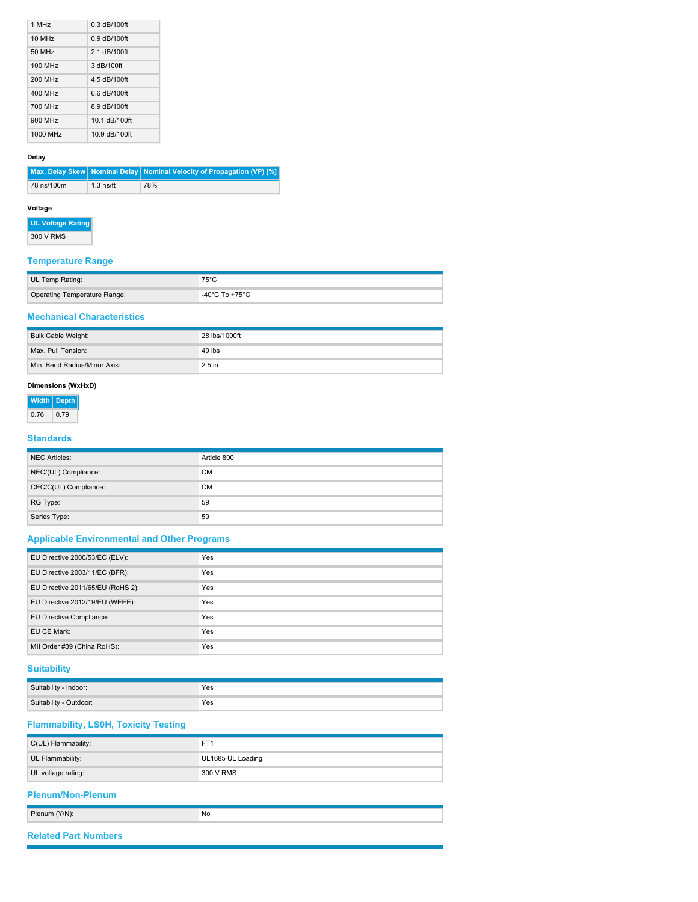| | |
|---|---|
| 1 MHz | 0.3 dB/100ft |
| 10 MHz | 0.9 dB/100ft |
| 50 MHz | 2.1 dB/100ft |
| 100 MHz | 3 dB/100ft |
| 200 MHz | 4.5 dB/100ft |
| 400 MHz | 6.6 dB/100ft |
| 700 MHz | 8.9 dB/100ft |
| 900 MHz | 10.1 dB/100ft |
| 1000 MHz | 10.9 dB/100ft |

**Delay**

| Max. Delay Skew | Nominal Delay | Nominal Velocity of Propagation (VP) [%] |
|---|---|---|
| 78 ns/100m | 1.3 ns/ft | 78% |

**Voltage**

| UL Voltage Rating |
|---|
| 300 V RMS |

## Temperature Range

| | |
|---|---|
| UL Temp Rating: | 75°C |
| Operating Temperature Range: | -40°C To +75°C |

## Mechanical Characteristics

| | |
|---|---|
| Bulk Cable Weight: | 28 lbs/1000ft |
| Max. Pull Tension: | 49 lbs |
| Min. Bend Radius/Minor Axis: | 2.5 in |

**Dimensions (WxHxD)**

| Width | Depth |
|---|---|
| 0.76 | 0.79 |

## Standards

| | |
|---|---|
| NEC Articles: | Article 800 |
| NEC/(UL) Compliance: | CM |
| CEC/C(UL) Compliance: | CM |
| RG Type: | 59 |
| Series Type: | 59 |

## Applicable Environmental and Other Programs

| | |
|---|---|
| EU Directive 2000/53/EC (ELV): | Yes |
| EU Directive 2003/11/EC (BFR): | Yes |
| EU Directive 2011/65/EU (RoHS 2): | Yes |
| EU Directive 2012/19/EU (WEEE): | Yes |
| EU Directive Compliance: | Yes |
| EU CE Mark: | Yes |
| MII Order #39 (China RoHS): | Yes |

## Suitability

| | |
|---|---|
| Suitability - Indoor: | Yes |
| Suitability - Outdoor: | Yes |

## Flammability, LS0H, Toxicity Testing

| | |
|---|---|
| C(UL) Flammability: | FT1 |
| UL Flammability: | UL1685 UL Loading |
| UL voltage rating: | 300 V RMS |

## Plenum/Non-Plenum

| | |
|---|---|
| Plenum (Y/N): | No |

## Related Part Numbers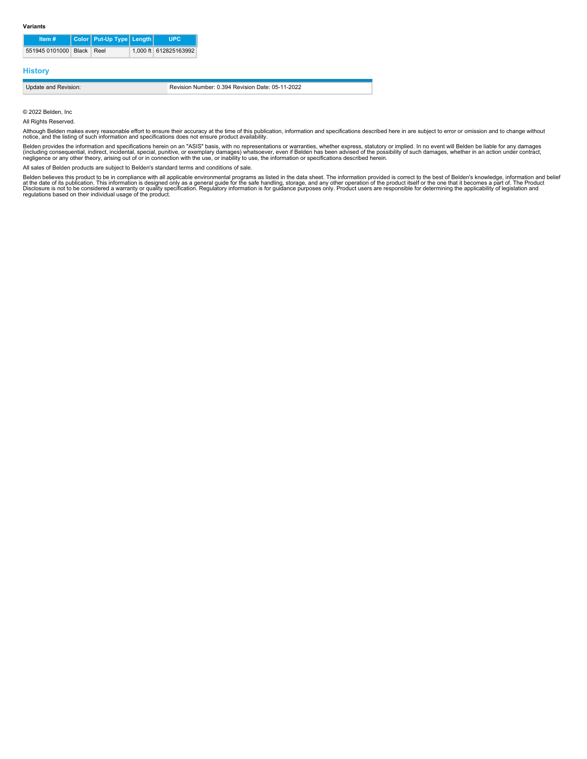**Variants**

| Item # | Color | Put-Up Type | Length | UPC |
|---|---|---|---|---|
| 551945 0101000 | Black | Reel | 1,000 ft | 612825163992 |

## History

| | |
|---|---|
| Update and Revision: | Revision Number: 0.394 Revision Date: 05-11-2022 |

© 2022 Belden, Inc

All Rights Reserved.

Although Belden makes every reasonable effort to ensure their accuracy at the time of this publication, information and specifications described here in are subject to error or omission and to change without notice, and the listing of such information and specifications does not ensure product availability.

Belden provides the information and specifications herein on an "ASIS" basis, with no representations or warranties, whether express, statutory or implied. In no event will Belden be liable for any damages (including consequential, indirect, incidental, special, punitive, or exemplary damages) whatsoever, even if Belden has been advised of the possibility of such damages, whether in an action under contract, negligence or any other theory, arising out of or in connection with the use, or inability to use, the information or specifications described herein.

All sales of Belden products are subject to Belden's standard terms and conditions of sale.

Belden believes this product to be in compliance with all applicable environmental programs as listed in the data sheet. The information provided is correct to the best of Belden's knowledge, information and belief at the date of its publication. This information is designed only as a general guide for the safe handling, storage, and any other operation of the product itself or the one that it becomes a part of. The Product Disclosure is not to be considered a warranty or quality specification. Regulatory information is for guidance purposes only. Product users are responsible for determining the applicability of legislation and regulations based on their individual usage of the product.